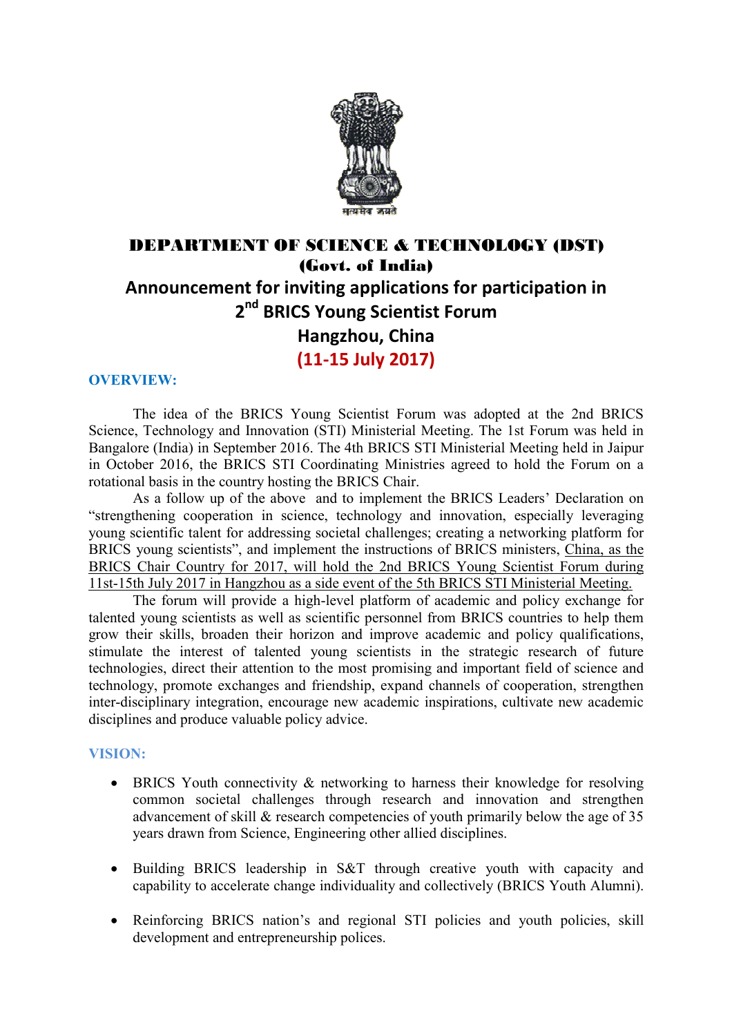# DEPARTMENT OF SCIENCE & TECHNOLOGY (DST)

## (Govt. of India)

## Announcement for inviting applications for participation in 2nd BRICS Young Scientist Forum

## Hangzhou, China

## (11-15 July 2017)

**OVERVIEW:**

The idea of the BRICS Young Scientist Forum was adopted at the 2nd BRICS Science, Technology and Innovation (STI) Ministerial Meeting. The 1st Forum was held in Bangalore (India) in September 2016. The 4th BRICS STI Ministerial Meeting held in Jaipur in October 2016, the BRICS STI Coordinating Ministries agreed to hold the Forum on a rotational basis in the country hosting the BRICS Chair.

As a follow up of the above and to implement the BRICS Leaders' Declaration on "strengthening cooperation in science, technology and innovation, especially leveraging young scientific talent for addressing societal challenges; creating a networking platform for BRICS young scientists", and implement the instructions of BRICS ministers, China, as the BRICS Chair Country for 2017, will hold the 2nd BRICS Young Scientist Forum during 11st-15th July 2017 in Hangzhou as a side event of the 5th BRICS STI Ministerial Meeting.

The forum will provide a high-level platform of academic and policy exchange for talented young scientists as well as scientific personnel from BRICS countries to help them grow their skills, broaden their horizon and improve academic and policy qualifications, stimulate the interest of talented young scientists in the strategic research of future technologies, direct their attention to the most promising and important field of science and technology, promote exchanges and friendship, expand channels of cooperation, strengthen inter-disciplinary integration, encourage new academic inspirations, cultivate new academic disciplines and produce valuable policy advice.

**VISION:**

- BRICS Youth connectivity & networking to harness their knowledge for resolving common societal challenges through research and innovation and strengthen advancement of skill & research competencies of youth primarily below the age of 35 years drawn from Science, Engineering other allied disciplines.
- Building BRICS leadership in S&T through creative youth with capacity and capability to accelerate change individuality and collectively (BRICS Youth Alumni).
- Reinforcing BRICS nation's and regional STI policies and youth policies, skill development and entrepreneurship polices.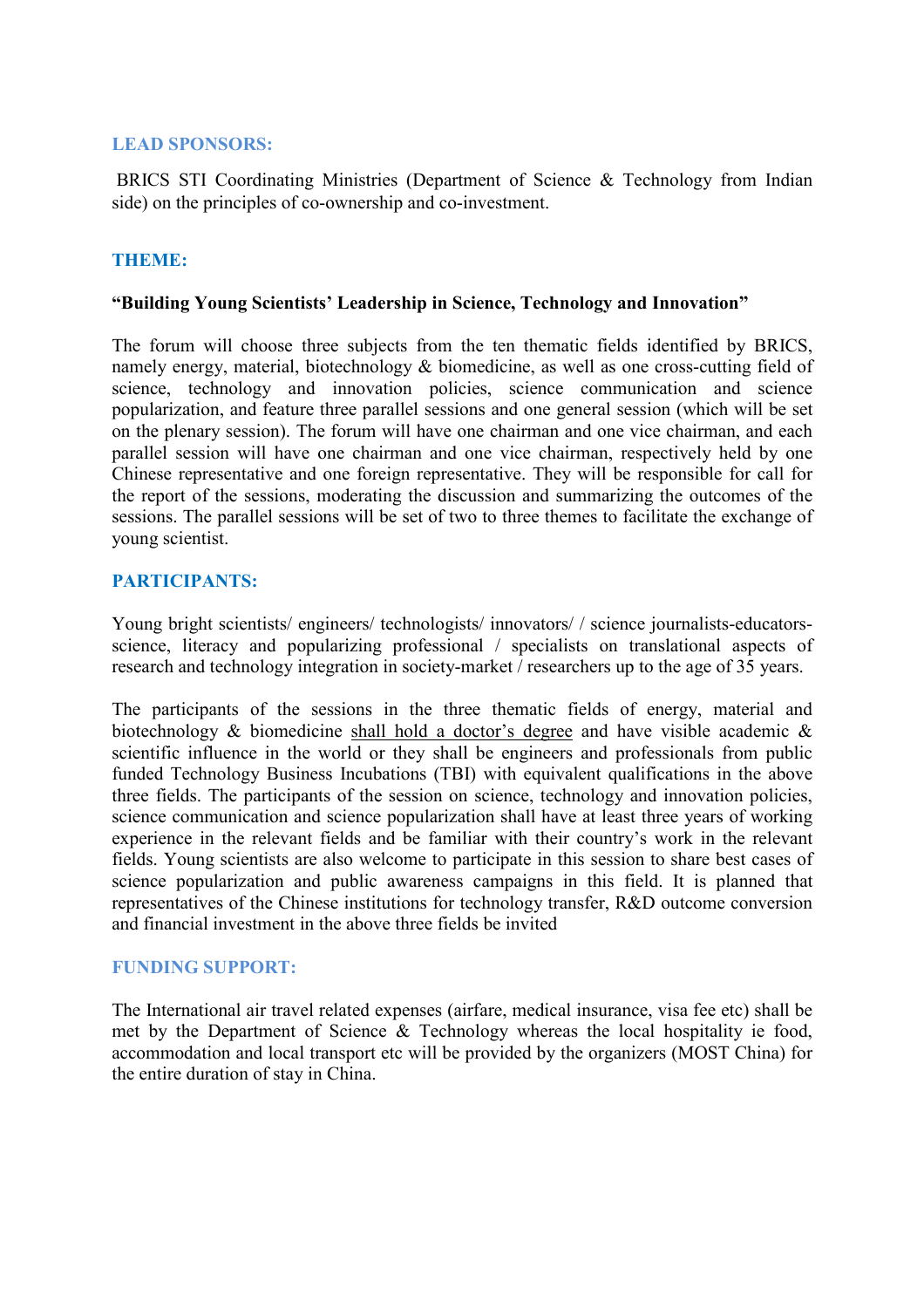## LEAD SPONSORS:

BRICS STI Coordinating Ministries (Department of Science & Technology from Indian side) on the principles of co-ownership and co-investment.

## THEME:

**"Building Young Scientists' Leadership in Science, Technology and Innovation"**

The forum will choose three subjects from the ten thematic fields identified by BRICS, namely energy, material, biotechnology & biomedicine, as well as one cross-cutting field of science, technology and innovation policies, science communication and science popularization, and feature three parallel sessions and one general session (which will be set on the plenary session). The forum will have one chairman and one vice chairman, and each parallel session will have one chairman and one vice chairman, respectively held by one Chinese representative and one foreign representative. They will be responsible for call for the report of the sessions, moderating the discussion and summarizing the outcomes of the sessions. The parallel sessions will be set of two to three themes to facilitate the exchange of young scientist.

## PARTICIPANTS:

Young bright scientists/ engineers/ technologists/ innovators/ / science journalists-educators-science, literacy and popularizing professional / specialists on translational aspects of research and technology integration in society-market / researchers up to the age of 35 years.

The participants of the sessions in the three thematic fields of energy, material and biotechnology & biomedicine <u>shall hold a doctor's degree</u> and have visible academic & scientific influence in the world or they shall be engineers and professionals from public funded Technology Business Incubations (TBI) with equivalent qualifications in the above three fields. The participants of the session on science, technology and innovation policies, science communication and science popularization shall have at least three years of working experience in the relevant fields and be familiar with their country's work in the relevant fields. Young scientists are also welcome to participate in this session to share best cases of science popularization and public awareness campaigns in this field. It is planned that representatives of the Chinese institutions for technology transfer, R&D outcome conversion and financial investment in the above three fields be invited

## FUNDING SUPPORT:

The International air travel related expenses (airfare, medical insurance, visa fee etc) shall be met by the Department of Science & Technology whereas the local hospitality ie food, accommodation and local transport etc will be provided by the organizers (MOST China) for the entire duration of stay in China.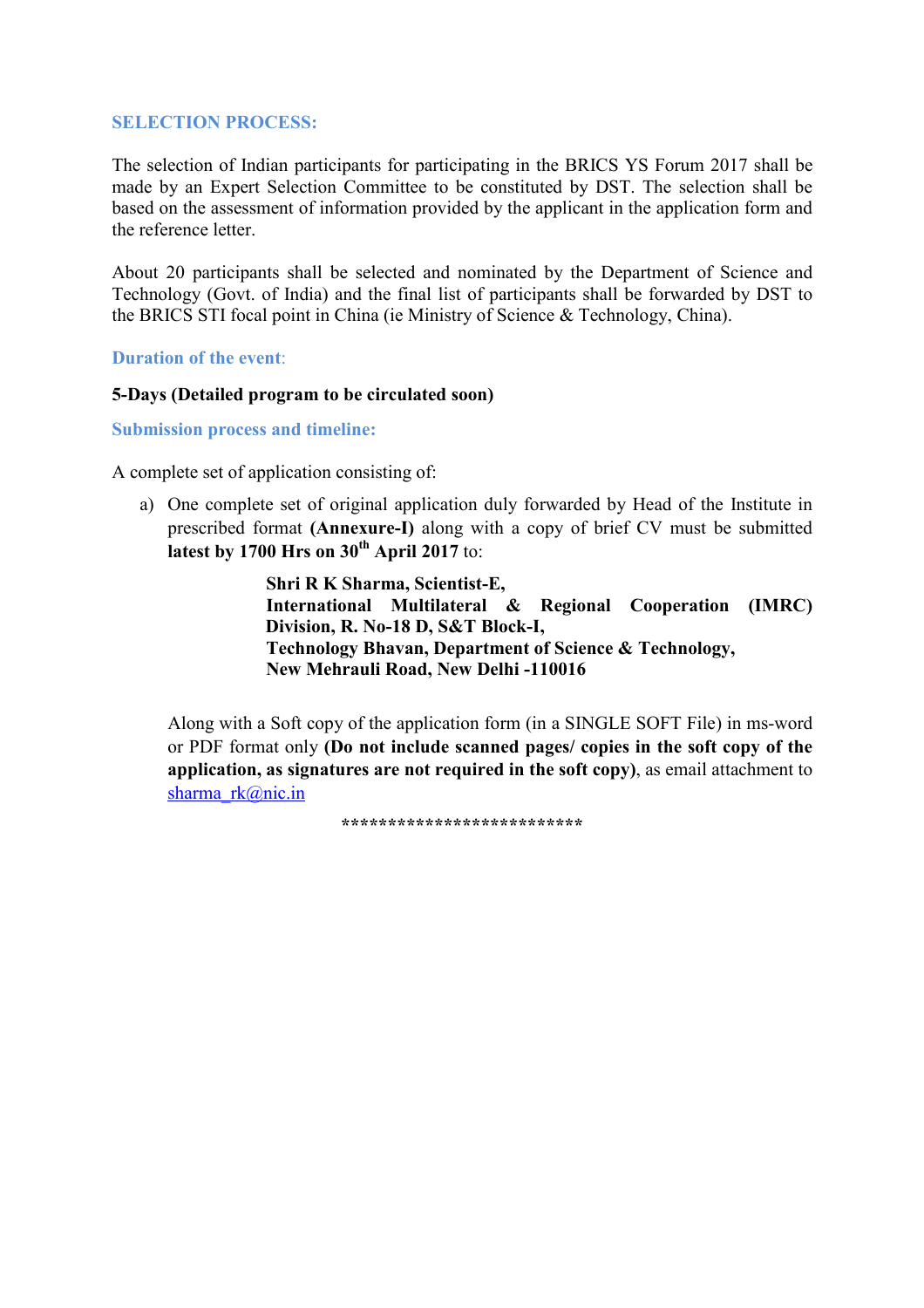## SELECTION PROCESS:

The selection of Indian participants for participating in the BRICS YS Forum 2017 shall be made by an Expert Selection Committee to be constituted by DST. The selection shall be based on the assessment of information provided by the applicant in the application form and the reference letter.

About 20 participants shall be selected and nominated by the Department of Science and Technology (Govt. of India) and the final list of participants shall be forwarded by DST to the BRICS STI focal point in China (ie Ministry of Science & Technology, China).

## Duration of the event:

**5-Days (Detailed program to be circulated soon)**

## Submission process and timeline:

A complete set of application consisting of:

a) One complete set of original application duly forwarded by Head of the Institute in prescribed format **(Annexure-I)** along with a copy of brief CV must be submitted **latest by 1700 Hrs on 30th April 2017** to:

> **Shri R K Sharma, Scientist-E,**
> **International Multilateral & Regional Cooperation (IMRC) Division, R. No-18 D, S&T Block-I,**
> **Technology Bhavan, Department of Science & Technology,**
> **New Mehrauli Road, New Delhi -110016**

Along with a Soft copy of the application form (in a SINGLE SOFT File) in ms-word or PDF format only **(Do not include scanned pages/ copies in the soft copy of the application, as signatures are not required in the soft copy)**, as email attachment to sharma_rk@nic.in

*************************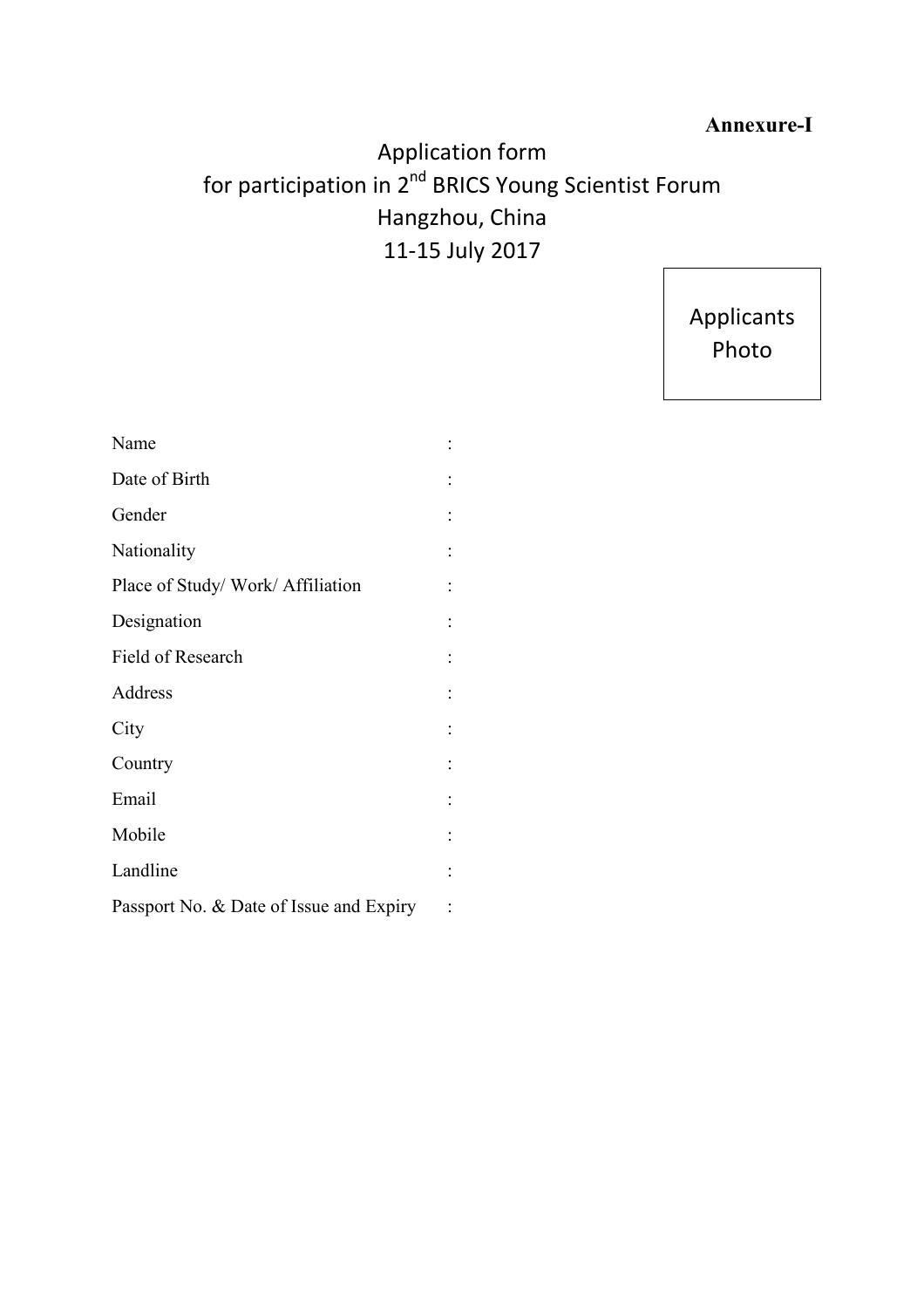**Annexure-I**

# Application form
# for participation in 2nd BRICS Young Scientist Forum
# Hangzhou, China
# 11-15 July 2017

Applicants Photo

| | | |
|---|---|---|
| Name | : | |
| Date of Birth | : | |
| Gender | : | |
| Nationality | : | |
| Place of Study/ Work/ Affiliation | : | |
| Designation | : | |
| Field of Research | : | |
| Address | : | |
| City | : | |
| Country | : | |
| Email | : | |
| Mobile | : | |
| Landline | : | |
| Passport No. & Date of Issue and Expiry | : | |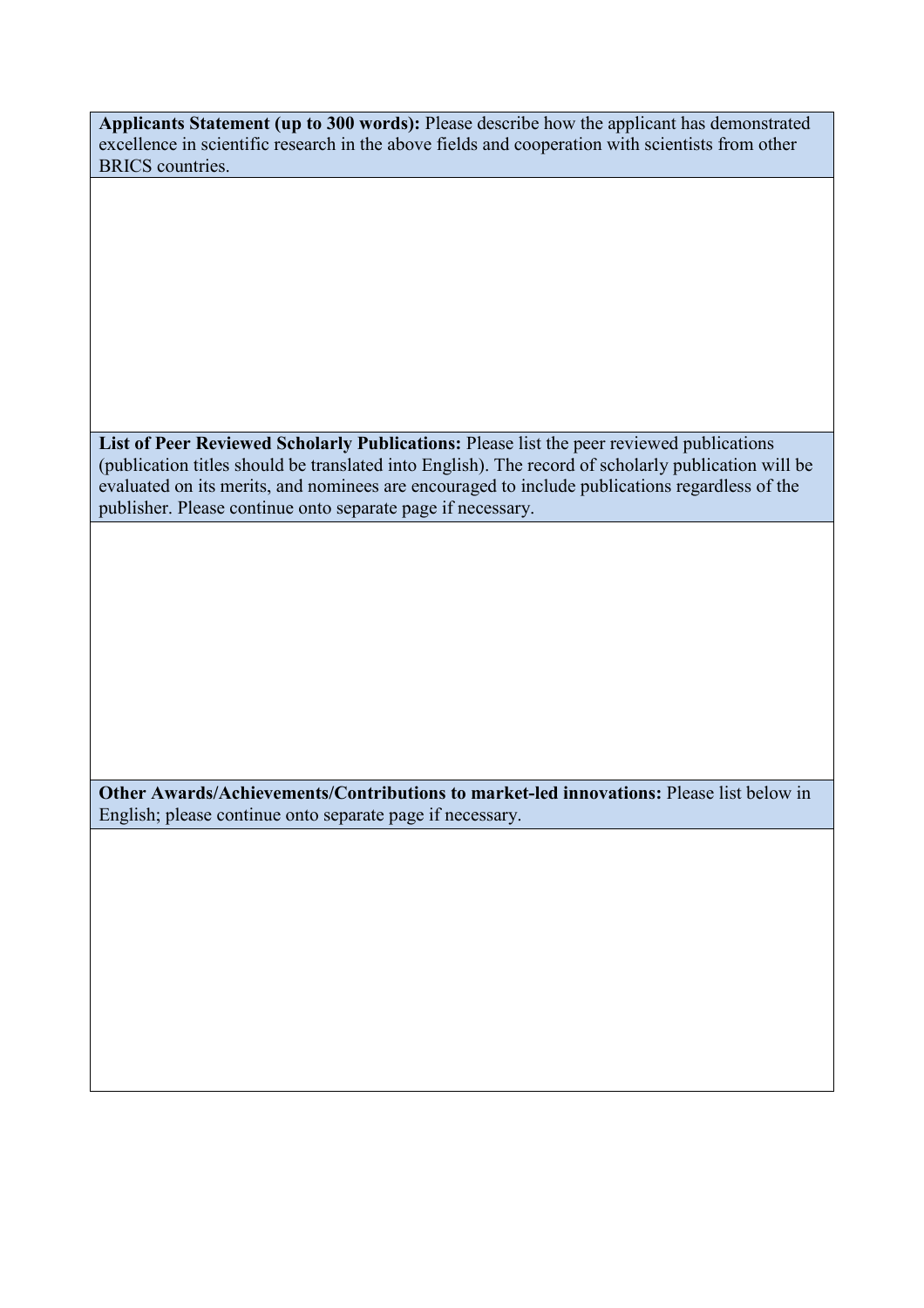| **Applicants Statement (up to 300 words):** Please describe how the applicant has demonstrated excellence in scientific research in the above fields and cooperation with scientists from other BRICS countries. |
| --- |
| |

| **List of Peer Reviewed Scholarly Publications:** Please list the peer reviewed publications (publication titles should be translated into English). The record of scholarly publication will be evaluated on its merits, and nominees are encouraged to include publications regardless of the publisher. Please continue onto separate page if necessary. |
| --- |
| |

| **Other Awards/Achievements/Contributions to market-led innovations:** Please list below in English; please continue onto separate page if necessary. |
| --- |
| |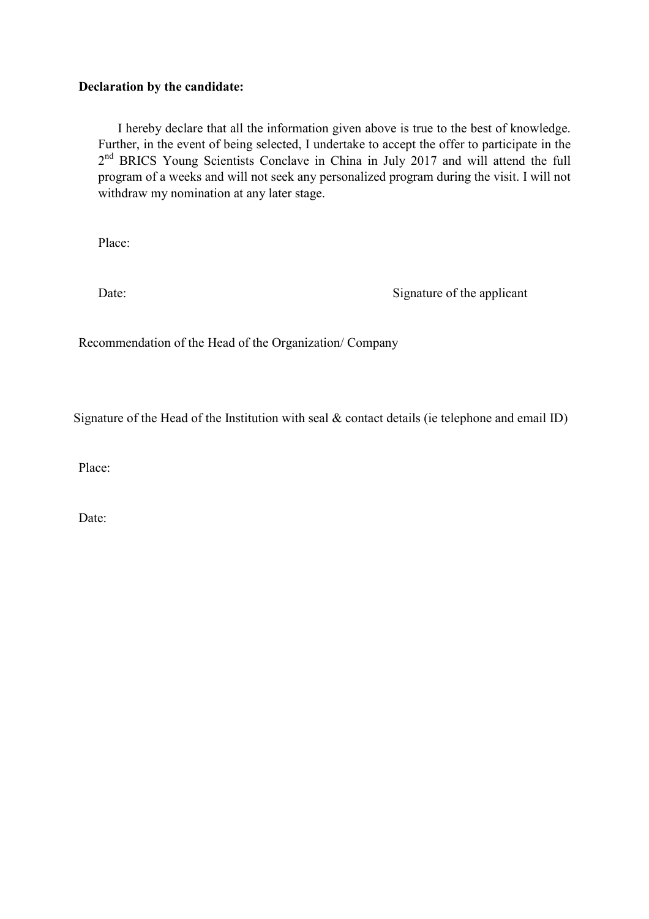**Declaration by the candidate:**

I hereby declare that all the information given above is true to the best of knowledge. Further, in the event of being selected, I undertake to accept the offer to participate in the 2nd BRICS Young Scientists Conclave in China in July 2017 and will attend the full program of a weeks and will not seek any personalized program during the visit. I will not withdraw my nomination at any later stage.

Place:

Date: Signature of the applicant

Recommendation of the Head of the Organization/ Company

Signature of the Head of the Institution with seal & contact details (ie telephone and email ID)

Place:

Date: